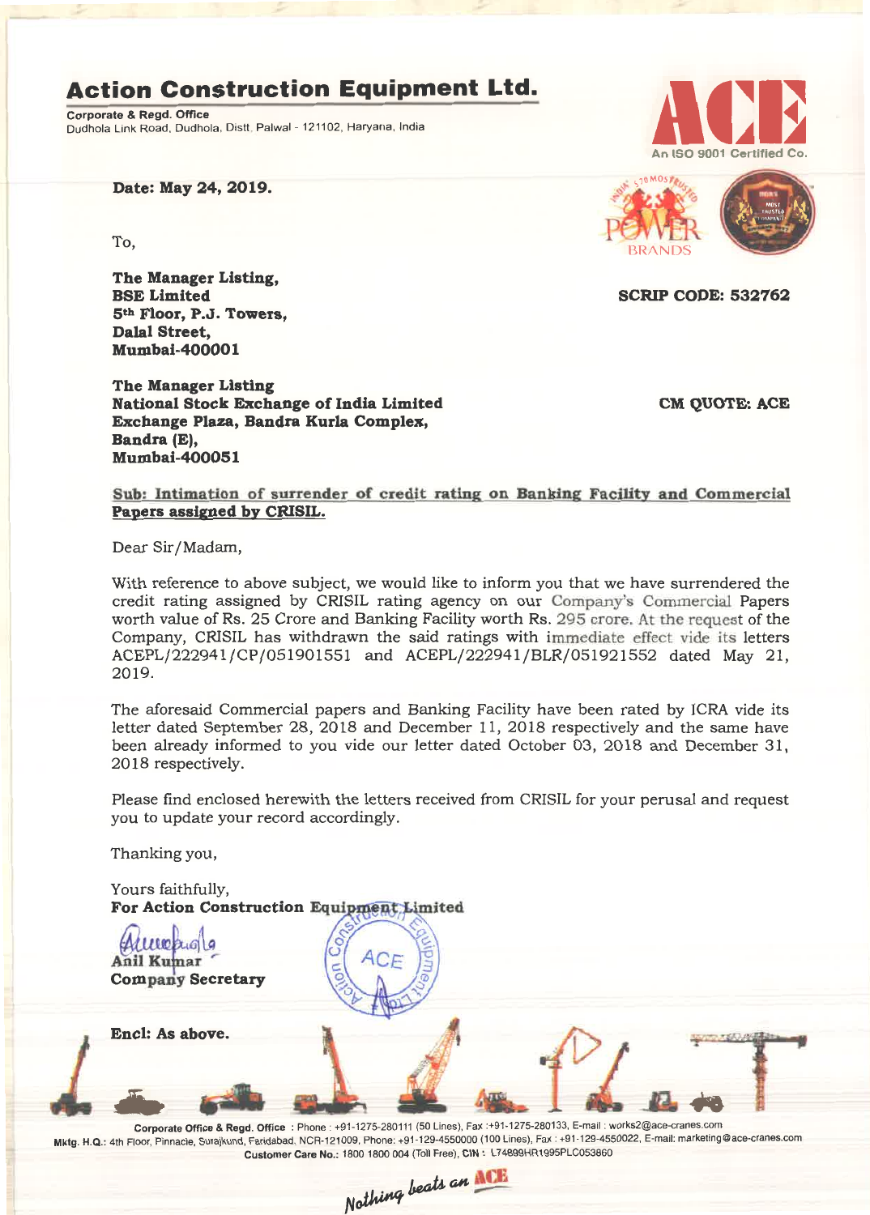# Action Construction Equipment Ltd.

**Corporate & Regd. Office**
Dudhola Link Road, Dudhola, Distt. Palwal - 121102, Haryana, India

An ISO 9001 Certified Co.

**Date: May 24, 2019.**

To,

**The Manager Listing,**
**BSE Limited**
**5th Floor, P.J. Towers,**
**Dalal Street,**
**Mumbai-400001**

**SCRIP CODE: 532762**

**The Manager Listing**
**National Stock Exchange of India Limited**
**Exchange Plaza, Bandra Kurla Complex,**
**Bandra (E),**
**Mumbai-400051**

**CM QUOTE: ACE**

**Sub: Intimation of surrender of credit rating on Banking Facility and Commercial Papers assigned by CRISIL.**

Dear Sir/Madam,

With reference to above subject, we would like to inform you that we have surrendered the credit rating assigned by CRISIL rating agency on our Company's Commercial Papers worth value of Rs. 25 Crore and Banking Facility worth Rs. 295 crore. At the request of the Company, CRISIL has withdrawn the said ratings with immediate effect vide its letters ACEPL/222941/CP/051901551 and ACEPL/222941/BLR/051921552 dated May 21, 2019.

The aforesaid Commercial papers and Banking Facility have been rated by ICRA vide its letter dated September 28, 2018 and December 11, 2018 respectively and the same have been already informed to you vide our letter dated October 03, 2018 and December 31, 2018 respectively.

Please find enclosed herewith the letters received from CRISIL for your perusal and request you to update your record accordingly.

Thanking you,

Yours faithfully,
**For Action Construction Equipment Limited**

Anil Kumar
**Company Secretary**

**Encl: As above.**

**Corporate Office & Regd. Office** : Phone : +91-1275-280111 (50 Lines), Fax :+91-1275-280133, E-mail : works2@ace-cranes.com
**Mktg. H.Q.:** 4th Floor, Pinnacle, Surajkund, Faridabad, NCR-121009, Phone: +91-129-4550000 (100 Lines), Fax : +91-129-4550022, E-mail: marketing@ace-cranes.com
**Customer Care No.:** 1800 1800 004 (Toll Free), **CIN :** L74899HR1995PLC053860

*Nothing beats an ACE*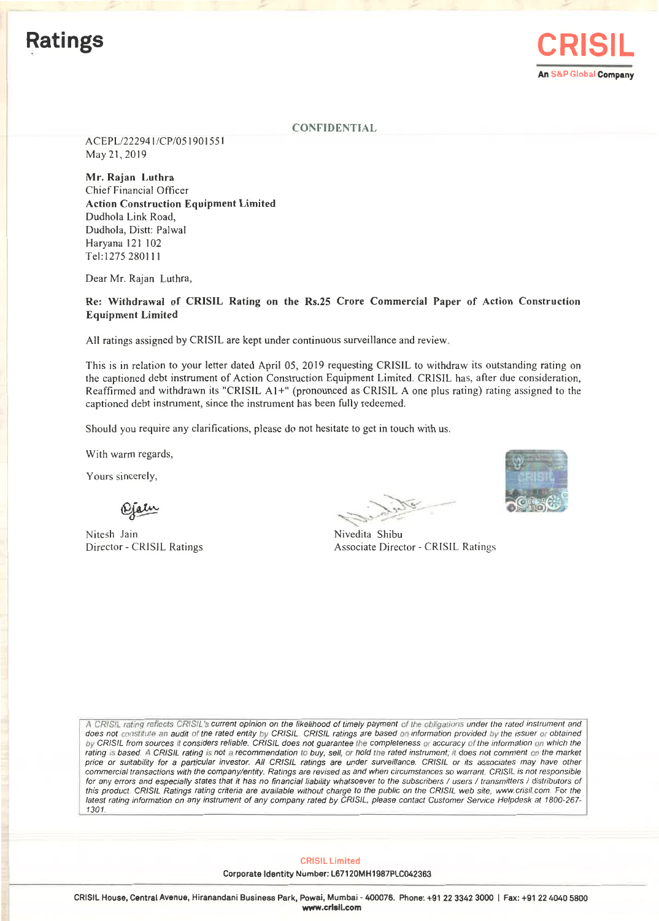# Ratings

**CRISIL**
An S&P Global Company

**CONFIDENTIAL**

ACEPL/222941/CP/051901551
May 21, 2019

**Mr. Rajan Luthra**
Chief Financial Officer
**Action Construction Equipment Limited**
Dudhola Link Road,
Dudhola, Distt: Palwal
Haryana 121 102
Tel:1275 280111

Dear Mr. Rajan Luthra,

**Re: Withdrawal of CRISIL Rating on the Rs.25 Crore Commercial Paper of Action Construction Equipment Limited**

All ratings assigned by CRISIL are kept under continuous surveillance and review.

This is in relation to your letter dated April 05, 2019 requesting CRISIL to withdraw its outstanding rating on the captioned debt instrument of Action Construction Equipment Limited. CRISIL has, after due consideration, Reaffirmed and withdrawn its "CRISIL A1+" (pronounced as CRISIL A one plus rating) rating assigned to the captioned debt instrument, since the instrument has been fully redeemed.

Should you require any clarifications, please do not hesitate to get in touch with us.

With warm regards,

Yours sincerely,

Nitesh Jain
Director - CRISIL Ratings

Nivedita Shibu
Associate Director - CRISIL Ratings

*A CRISIL rating reflects CRISIL's current opinion on the likelihood of timely payment of the obligations under the rated instrument and does not constitute an audit of the rated entity by CRISIL. CRISIL ratings are based on information provided by the issuer or obtained by CRISIL from sources it considers reliable. CRISIL does not guarantee the completeness or accuracy of the information on which the rating is based. A CRISIL rating is not a recommendation to buy, sell, or hold the rated instrument; it does not comment on the market price or suitability for a particular investor. All CRISIL ratings are under surveillance. CRISIL or its associates may have other commercial transactions with the company/entity. Ratings are revised as and when circumstances so warrant. CRISIL is not responsible for any errors and especially states that it has no financial liability whatsoever to the subscribers / users / transmitters / distributors of this product. CRISIL Ratings rating criteria are available without charge to the public on the CRISIL web site, www.crisil.com. For the latest rating information on any instrument of any company rated by CRISIL, please contact Customer Service Helpdesk at 1800-267-1301.*

**CRISIL Limited**
**Corporate Identity Number: L67120MH1987PLC042363**

**CRISIL House, Central Avenue, Hiranandani Business Park, Powai, Mumbai - 400076. Phone: +91 22 3342 3000 | Fax: +91 22 4040 5800**
**www.crisil.com**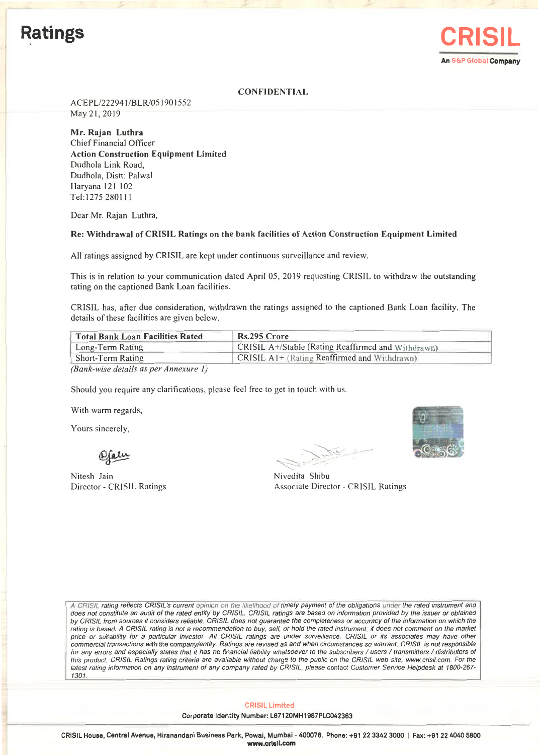# Ratings

**CRISIL**
An S&P Global Company

**CONFIDENTIAL**

ACEPL/222941/BLR/051901552
May 21, 2019

**Mr. Rajan Luthra**
Chief Financial Officer
**Action Construction Equipment Limited**
Dudhola Link Road,
Dudhola, Distt: Palwal
Haryana 121 102
Tel:1275 280111

Dear Mr. Rajan Luthra,

**Re: Withdrawal of CRISIL Ratings on the bank facilities of Action Construction Equipment Limited**

All ratings assigned by CRISIL are kept under continuous surveillance and review.

This is in relation to your communication dated April 05, 2019 requesting CRISIL to withdraw the outstanding rating on the captioned Bank Loan facilities.

CRISIL has, after due consideration, withdrawn the ratings assigned to the captioned Bank Loan facility. The details of these facilities are given below.

| **Total Bank Loan Facilities Rated** | **Rs.295 Crore** |
|---|---|
| Long-Term Rating | CRISIL A+/Stable (Rating Reaffirmed and Withdrawn) |
| Short-Term Rating | CRISIL A1+ (Rating Reaffirmed and Withdrawn) |

*(Bank-wise details as per Annexure 1)*

Should you require any clarifications, please feel free to get in touch with us.

With warm regards,

Yours sincerely,

Nitesh Jain
Director - CRISIL Ratings

Nivedita Shibu
Associate Director - CRISIL Ratings

*A CRISIL rating reflects CRISIL's current opinion on the likelihood of timely payment of the obligations under the rated instrument and does not constitute an audit of the rated entity by CRISIL. CRISIL ratings are based on information provided by the issuer or obtained by CRISIL from sources it considers reliable. CRISIL does not guarantee the completeness or accuracy of the information on which the rating is based. A CRISIL rating is not a recommendation to buy, sell, or hold the rated instrument; it does not comment on the market price or suitability for a particular investor. All CRISIL ratings are under surveillance. CRISIL or its associates may have other commercial transactions with the company/entity. Ratings are revised as and when circumstances so warrant. CRISIL is not responsible for any errors and especially states that it has no financial liability whatsoever to the subscribers / users / transmitters / distributors of this product. CRISIL Ratings rating criteria are available without charge to the public on the CRISIL web site, www.crisil.com. For the latest rating information on any instrument of any company rated by CRISIL, please contact Customer Service Helpdesk at 1800-267-1301.*

**CRISIL Limited**
**Corporate Identity Number: L67120MH1987PLC042363**

**CRISIL House, Central Avenue, Hiranandani Business Park, Powai, Mumbai - 400076. Phone: +91 22 3342 3000 | Fax: +91 22 4040 5800**
**www.crisil.com**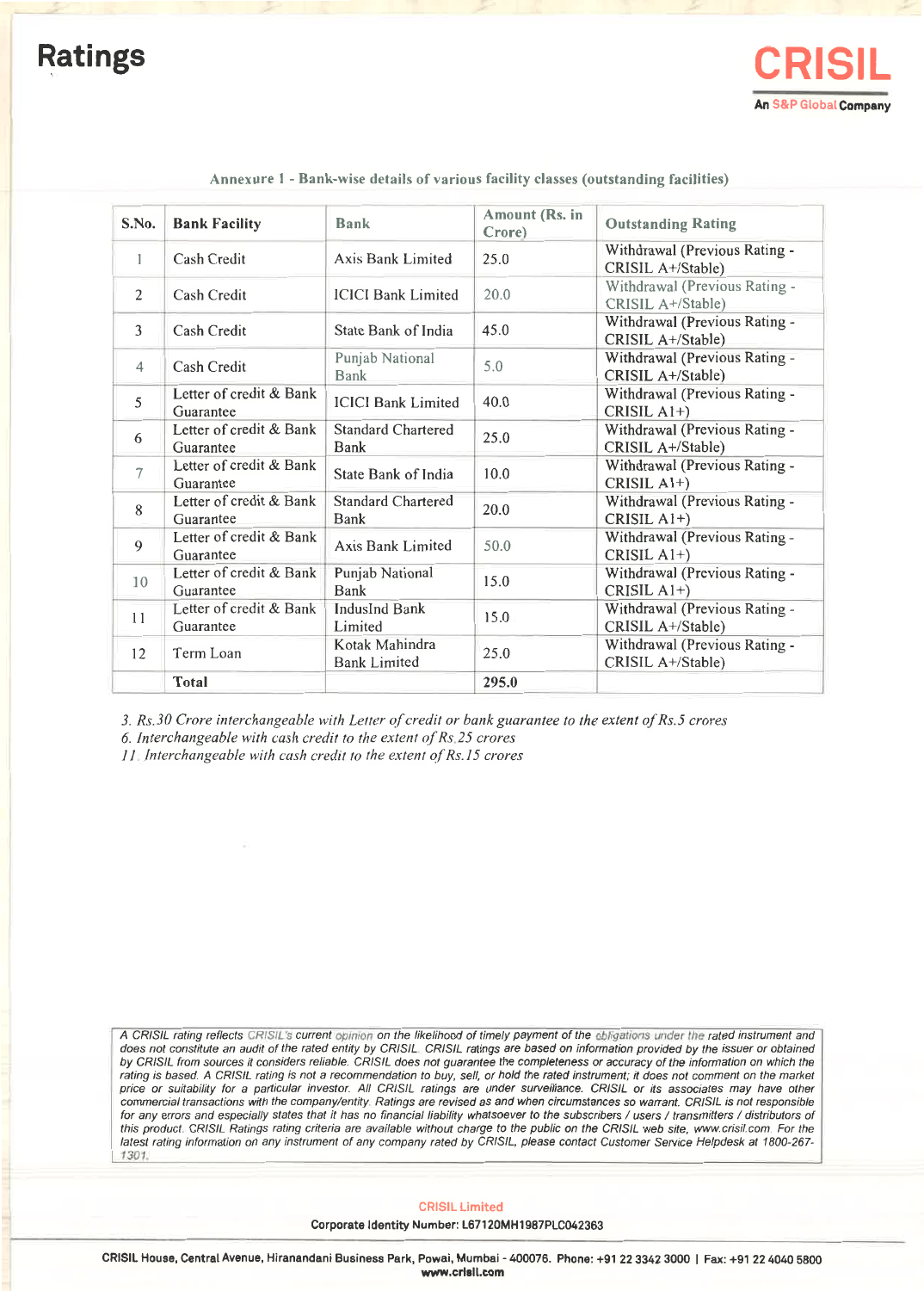Annexure 1 - Bank-wise details of various facility classes (outstanding facilities)

| S.No. | Bank Facility | Bank | Amount (Rs. in Crore) | Outstanding Rating |
|---|---|---|---|---|
| 1 | Cash Credit | Axis Bank Limited | 25.0 | Withdrawal (Previous Rating - CRISIL A+/Stable) |
| 2 | Cash Credit | ICICI Bank Limited | 20.0 | Withdrawal (Previous Rating - CRISIL A+/Stable) |
| 3 | Cash Credit | State Bank of India | 45.0 | Withdrawal (Previous Rating - CRISIL A+/Stable) |
| 4 | Cash Credit | Punjab National Bank | 5.0 | Withdrawal (Previous Rating - CRISIL A+/Stable) |
| 5 | Letter of credit & Bank Guarantee | ICICI Bank Limited | 40.0 | Withdrawal (Previous Rating - CRISIL A1+) |
| 6 | Letter of credit & Bank Guarantee | Standard Chartered Bank | 25.0 | Withdrawal (Previous Rating - CRISIL A+/Stable) |
| 7 | Letter of credit & Bank Guarantee | State Bank of India | 10.0 | Withdrawal (Previous Rating - CRISIL A1+) |
| 8 | Letter of credit & Bank Guarantee | Standard Chartered Bank | 20.0 | Withdrawal (Previous Rating - CRISIL A1+) |
| 9 | Letter of credit & Bank Guarantee | Axis Bank Limited | 50.0 | Withdrawal (Previous Rating - CRISIL A1+) |
| 10 | Letter of credit & Bank Guarantee | Punjab National Bank | 15.0 | Withdrawal (Previous Rating - CRISIL A1+) |
| 11 | Letter of credit & Bank Guarantee | IndusInd Bank Limited | 15.0 | Withdrawal (Previous Rating - CRISIL A+/Stable) |
| 12 | Term Loan | Kotak Mahindra Bank Limited | 25.0 | Withdrawal (Previous Rating - CRISIL A+/Stable) |
| | **Total** | | **295.0** | |

*3. Rs.30 Crore interchangeable with Letter of credit or bank guarantee to the extent of Rs.5 crores*
*6. Interchangeable with cash credit to the extent of Rs.25 crores*
*11. Interchangeable with cash credit to the extent of Rs.15 crores*

*A CRISIL rating reflects CRISIL's current opinion on the likelihood of timely payment of the obligations under the rated instrument and does not constitute an audit of the rated entity by CRISIL. CRISIL ratings are based on information provided by the issuer or obtained by CRISIL from sources it considers reliable. CRISIL does not guarantee the completeness or accuracy of the information on which the rating is based. A CRISIL rating is not a recommendation to buy, sell, or hold the rated instrument; it does not comment on the market price or suitability for a particular investor. All CRISIL ratings are under surveillance. CRISIL or its associates may have other commercial transactions with the company/entity. Ratings are revised as and when circumstances so warrant. CRISIL is not responsible for any errors and especially states that it has no financial liability whatsoever to the subscribers / users / transmitters / distributors of this product. CRISIL Ratings rating criteria are available without charge to the public on the CRISIL web site, www.crisil.com. For the latest rating information on any instrument of any company rated by CRISIL, please contact Customer Service Helpdesk at 1800-267-1301.*